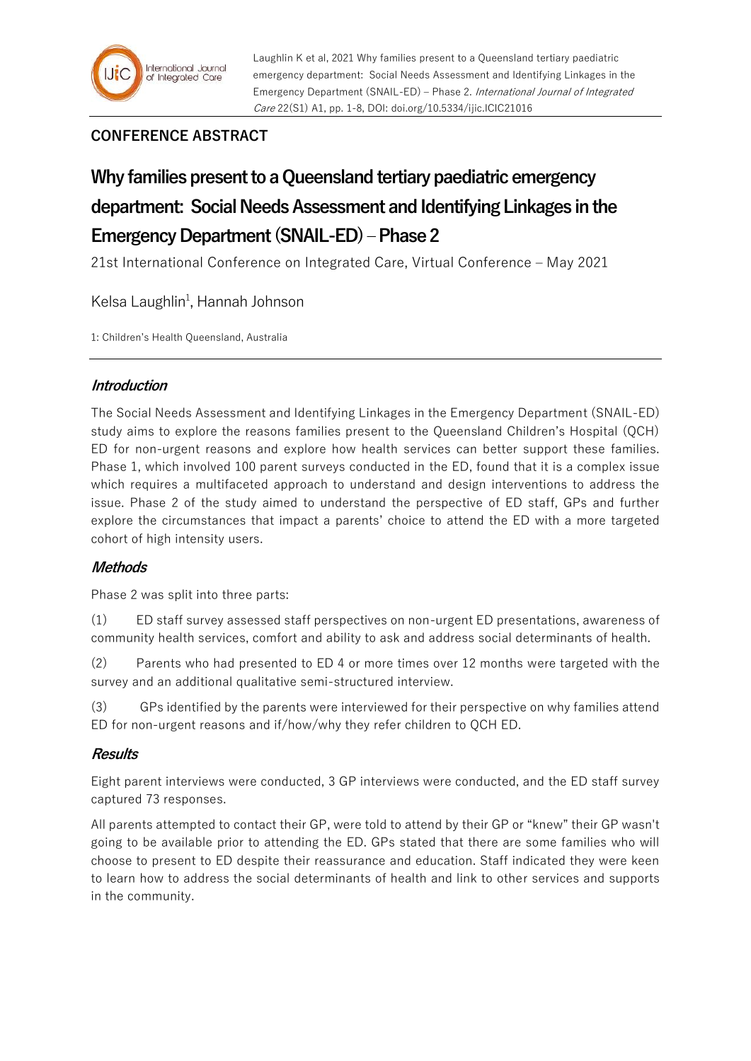**CONFERENCE ABSTRACT**

# Why families present to a Queensland tertiary paediatric emergency department: Social Needs Assessment and Identifying Linkages in the Emergency Department (SNAIL-ED) – Phase 2

21st International Conference on Integrated Care, Virtual Conference – May 2021

Kelsa Laughlin[1], Hannah Johnson

1: Children's Health Queensland, Australia

---

## *Introduction*

The Social Needs Assessment and Identifying Linkages in the Emergency Department (SNAIL-ED) study aims to explore the reasons families present to the Queensland Children's Hospital (QCH) ED for non-urgent reasons and explore how health services can better support these families. Phase 1, which involved 100 parent surveys conducted in the ED, found that it is a complex issue which requires a multifaceted approach to understand and design interventions to address the issue. Phase 2 of the study aimed to understand the perspective of ED staff, GPs and further explore the circumstances that impact a parents' choice to attend the ED with a more targeted cohort of high intensity users.

## *Methods*

Phase 2 was split into three parts:

(1) ED staff survey assessed staff perspectives on non-urgent ED presentations, awareness of community health services, comfort and ability to ask and address social determinants of health.

(2) Parents who had presented to ED 4 or more times over 12 months were targeted with the survey and an additional qualitative semi-structured interview.

(3) GPs identified by the parents were interviewed for their perspective on why families attend ED for non-urgent reasons and if/how/why they refer children to QCH ED.

## *Results*

Eight parent interviews were conducted, 3 GP interviews were conducted, and the ED staff survey captured 73 responses.

All parents attempted to contact their GP, were told to attend by their GP or "knew" their GP wasn't going to be available prior to attending the ED. GPs stated that there are some families who will choose to present to ED despite their reassurance and education. Staff indicated they were keen to learn how to address the social determinants of health and link to other services and supports in the community.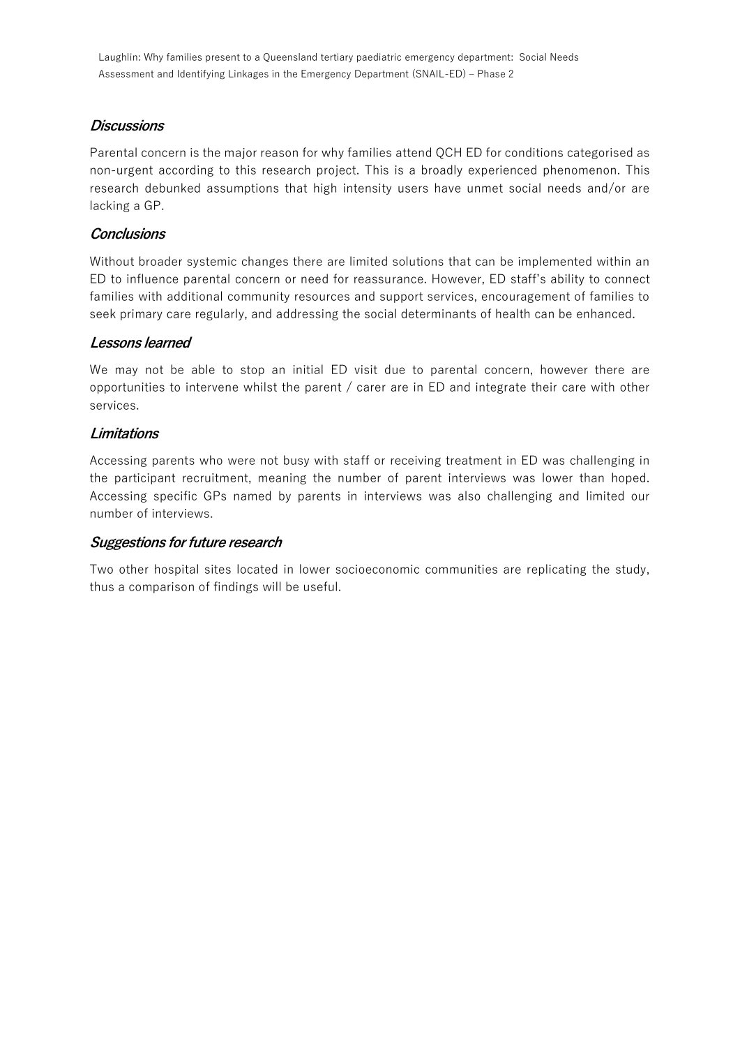## *Discussions*

Parental concern is the major reason for why families attend QCH ED for conditions categorised as non-urgent according to this research project. This is a broadly experienced phenomenon. This research debunked assumptions that high intensity users have unmet social needs and/or are lacking a GP.

## *Conclusions*

Without broader systemic changes there are limited solutions that can be implemented within an ED to influence parental concern or need for reassurance. However, ED staff's ability to connect families with additional community resources and support services, encouragement of families to seek primary care regularly, and addressing the social determinants of health can be enhanced.

## *Lessons learned*

We may not be able to stop an initial ED visit due to parental concern, however there are opportunities to intervene whilst the parent / carer are in ED and integrate their care with other services.

## *Limitations*

Accessing parents who were not busy with staff or receiving treatment in ED was challenging in the participant recruitment, meaning the number of parent interviews was lower than hoped. Accessing specific GPs named by parents in interviews was also challenging and limited our number of interviews.

## *Suggestions for future research*

Two other hospital sites located in lower socioeconomic communities are replicating the study, thus a comparison of findings will be useful.